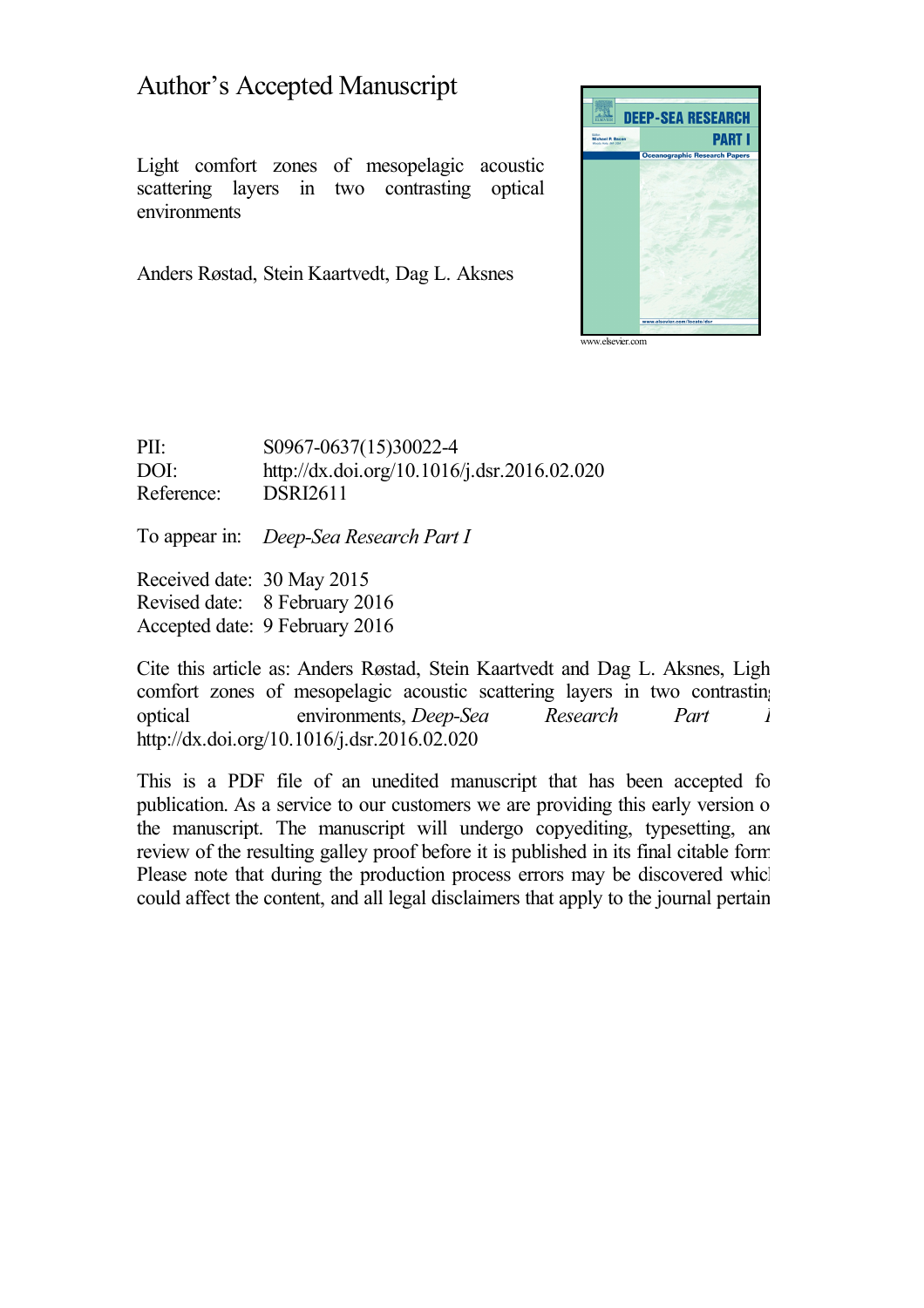# Author's Accepted Manuscript

Light comfort zones of mesopelagic acoustic scattering layers in two contrasting optical environments

Anders Røstad, Stein Kaartvedt, Dag L. Aksnes

www.elsevier.com

PII: S0967-0637(15)30022-4
DOI: http://dx.doi.org/10.1016/j.dsr.2016.02.020
Reference: DSRI2611

To appear in: *Deep-Sea Research Part I*

Received date: 30 May 2015
Revised date: 8 February 2016
Accepted date: 9 February 2016

Cite this article as: Anders Røstad, Stein Kaartvedt and Dag L. Aksnes, Ligh comfort zones of mesopelagic acoustic scattering layers in two contrastin optical environments, *Deep-Sea Research Part I* http://dx.doi.org/10.1016/j.dsr.2016.02.020

This is a PDF file of an unedited manuscript that has been accepted fo publication. As a service to our customers we are providing this early version o the manuscript. The manuscript will undergo copyediting, typesetting, an review of the resulting galley proof before it is published in its final citable form Please note that during the production process errors may be discovered whic could affect the content, and all legal disclaimers that apply to the journal pertain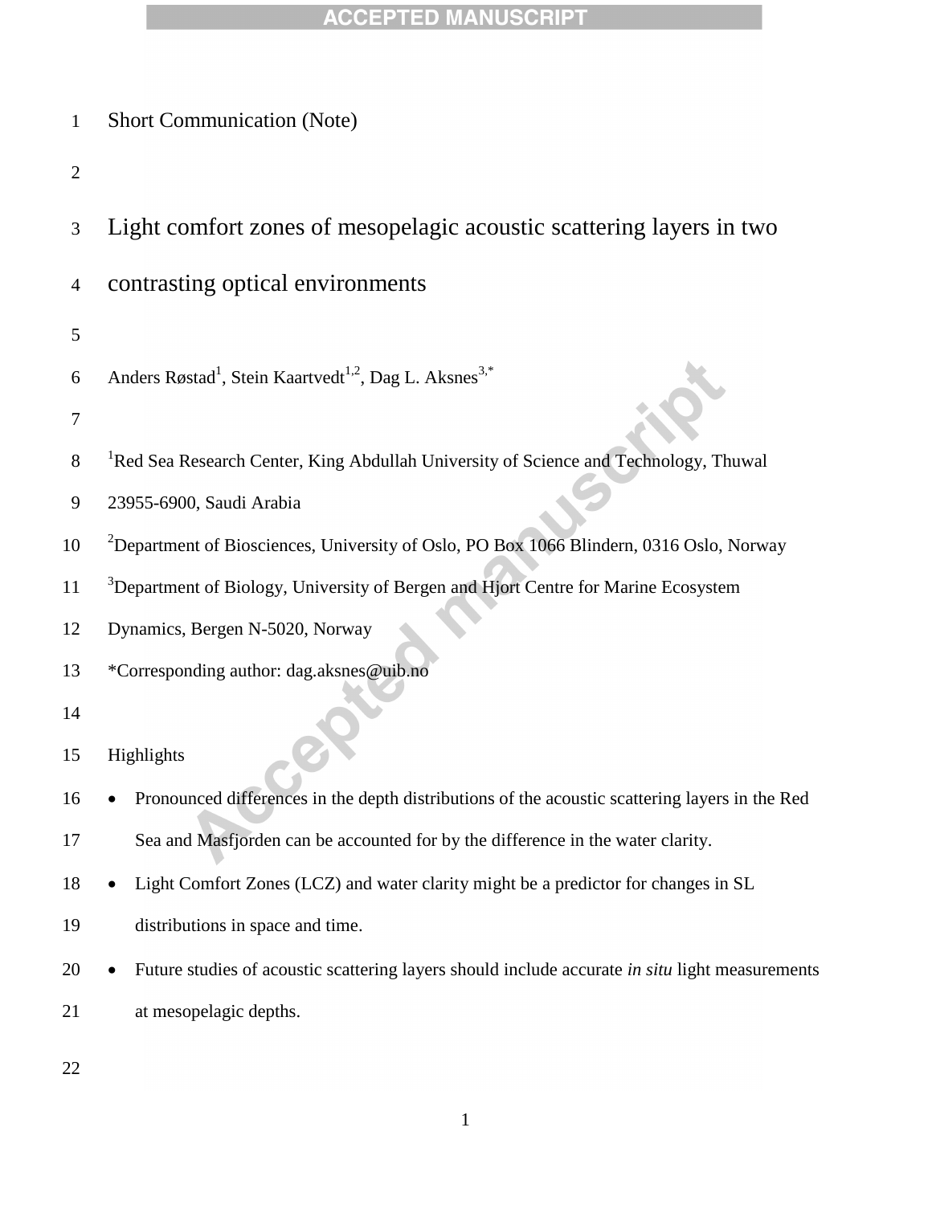Short Communication (Note)

# Light comfort zones of mesopelagic acoustic scattering layers in two contrasting optical environments

Anders Røstad[1], Stein Kaartvedt[1,2], Dag L. Aksnes[3,*]

[1]Red Sea Research Center, King Abdullah University of Science and Technology, Thuwal 23955-6900, Saudi Arabia

[2]Department of Biosciences, University of Oslo, PO Box 1066 Blindern, 0316 Oslo, Norway

[3]Department of Biology, University of Bergen and Hjort Centre for Marine Ecosystem Dynamics, Bergen N-5020, Norway

*Corresponding author: dag.aksnes@uib.no

Highlights

- Pronounced differences in the depth distributions of the acoustic scattering layers in the Red Sea and Masfjorden can be accounted for by the difference in the water clarity.
- Light Comfort Zones (LCZ) and water clarity might be a predictor for changes in SL distributions in space and time.
- Future studies of acoustic scattering layers should include accurate *in situ* light measurements at mesopelagic depths.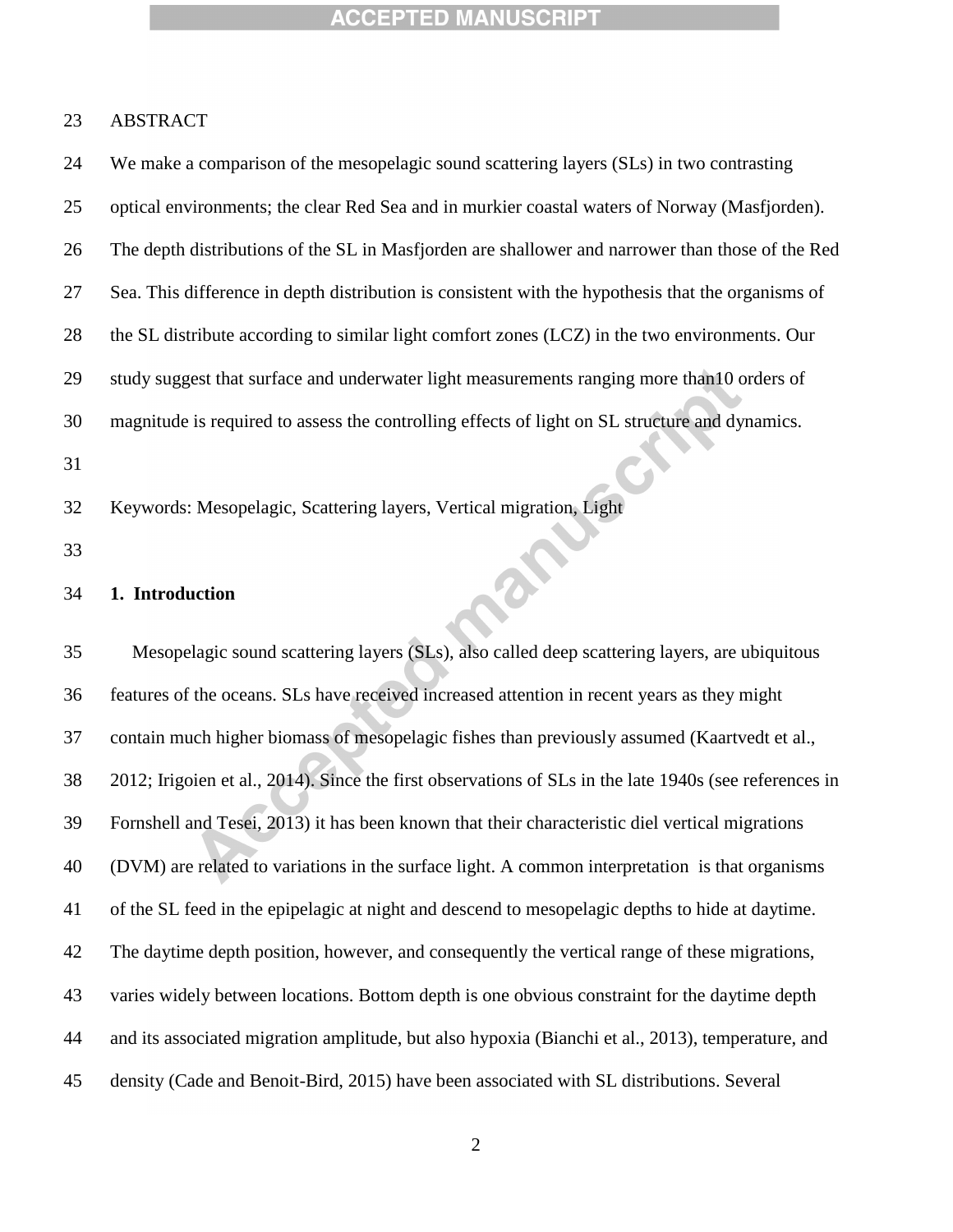ABSTRACT

We make a comparison of the mesopelagic sound scattering layers (SLs) in two contrasting optical environments; the clear Red Sea and in murkier coastal waters of Norway (Masfjorden). The depth distributions of the SL in Masfjorden are shallower and narrower than those of the Red Sea. This difference in depth distribution is consistent with the hypothesis that the organisms of the SL distribute according to similar light comfort zones (LCZ) in the two environments. Our study suggest that surface and underwater light measurements ranging more than10 orders of magnitude is required to assess the controlling effects of light on SL structure and dynamics.

Keywords: Mesopelagic, Scattering layers, Vertical migration, Light

## 1. Introduction

Mesopelagic sound scattering layers (SLs), also called deep scattering layers, are ubiquitous features of the oceans. SLs have received increased attention in recent years as they might contain much higher biomass of mesopelagic fishes than previously assumed (Kaartvedt et al., 2012; Irigoien et al., 2014). Since the first observations of SLs in the late 1940s (see references in Fornshell and Tesei, 2013) it has been known that their characteristic diel vertical migrations (DVM) are related to variations in the surface light. A common interpretation is that organisms of the SL feed in the epipelagic at night and descend to mesopelagic depths to hide at daytime. The daytime depth position, however, and consequently the vertical range of these migrations, varies widely between locations. Bottom depth is one obvious constraint for the daytime depth and its associated migration amplitude, but also hypoxia (Bianchi et al., 2013), temperature, and density (Cade and Benoit-Bird, 2015) have been associated with SL distributions. Several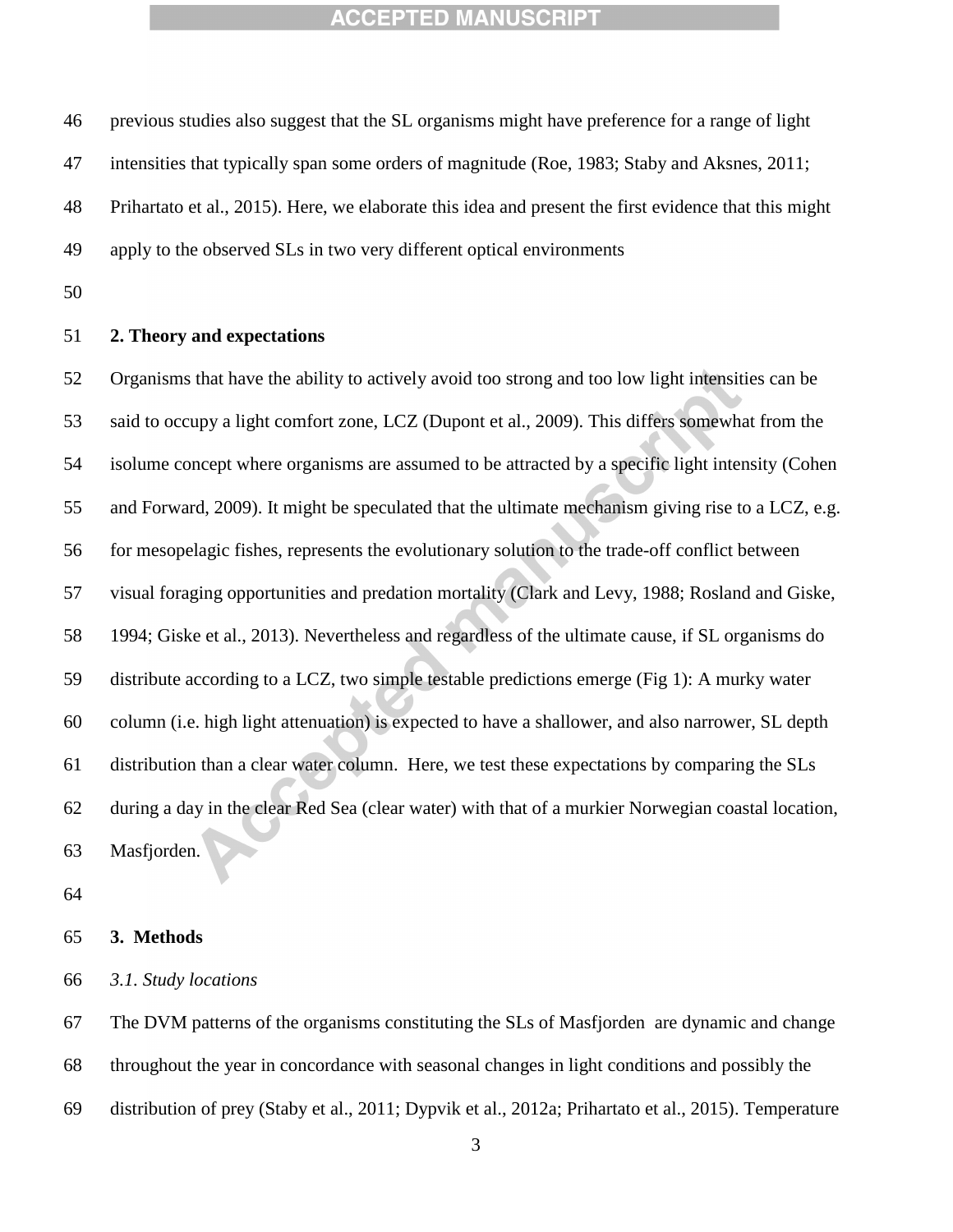previous studies also suggest that the SL organisms might have preference for a range of light intensities that typically span some orders of magnitude (Roe, 1983; Staby and Aksnes, 2011; Prihartato et al., 2015). Here, we elaborate this idea and present the first evidence that this might apply to the observed SLs in two very different optical environments

## 2. Theory and expectations

Organisms that have the ability to actively avoid too strong and too low light intensities can be said to occupy a light comfort zone, LCZ (Dupont et al., 2009). This differs somewhat from the isolume concept where organisms are assumed to be attracted by a specific light intensity (Cohen and Forward, 2009). It might be speculated that the ultimate mechanism giving rise to a LCZ, e.g. for mesopelagic fishes, represents the evolutionary solution to the trade-off conflict between visual foraging opportunities and predation mortality (Clark and Levy, 1988; Rosland and Giske, 1994; Giske et al., 2013). Nevertheless and regardless of the ultimate cause, if SL organisms do distribute according to a LCZ, two simple testable predictions emerge (Fig 1): A murky water column (i.e. high light attenuation) is expected to have a shallower, and also narrower, SL depth distribution than a clear water column. Here, we test these expectations by comparing the SLs during a day in the clear Red Sea (clear water) with that of a murkier Norwegian coastal location, Masfjorden.

## 3. Methods

### *3.1. Study locations*

The DVM patterns of the organisms constituting the SLs of Masfjorden are dynamic and change throughout the year in concordance with seasonal changes in light conditions and possibly the distribution of prey (Staby et al., 2011; Dypvik et al., 2012a; Prihartato et al., 2015). Temperature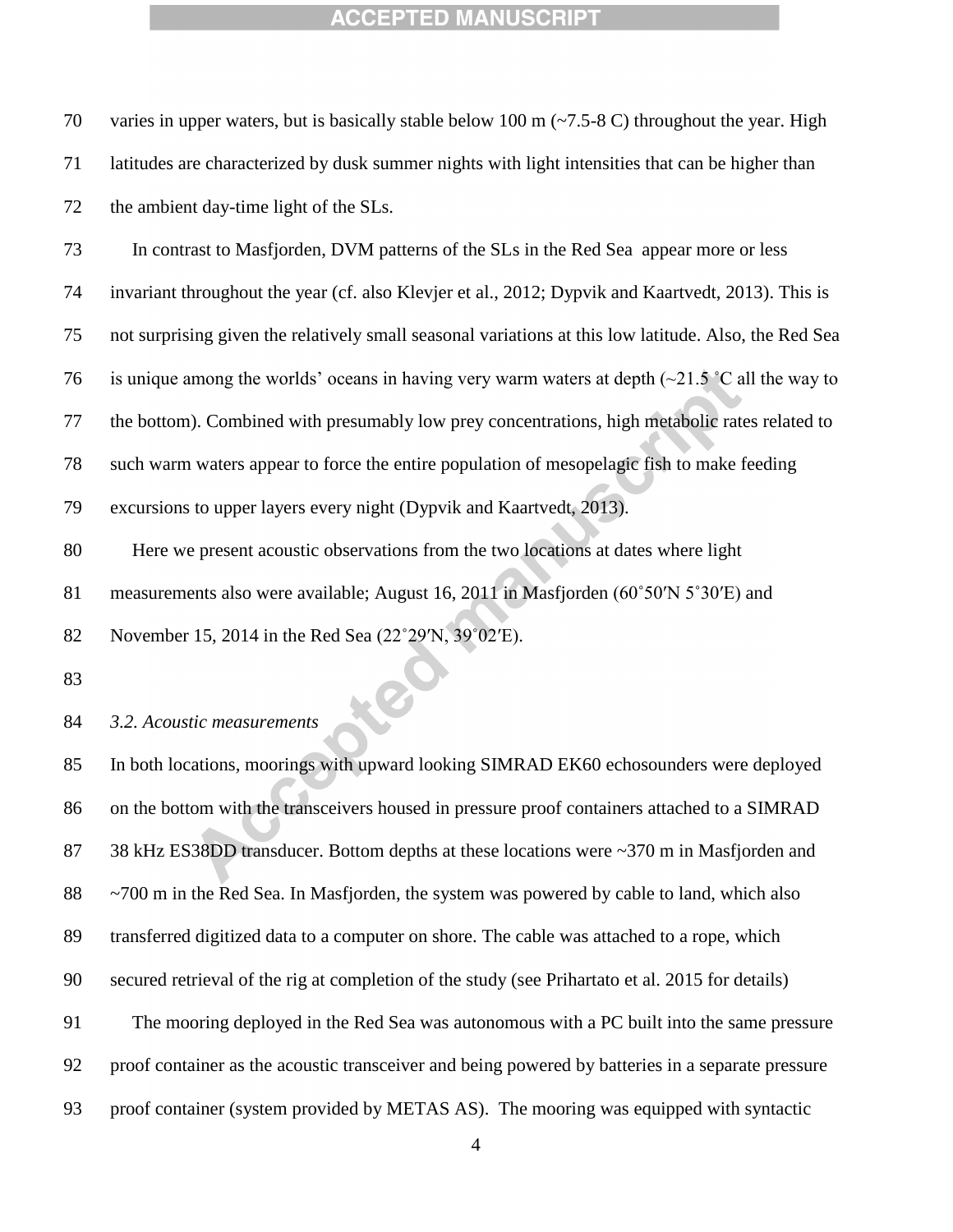varies in upper waters, but is basically stable below 100 m (~7.5-8 C) throughout the year. High latitudes are characterized by dusk summer nights with light intensities that can be higher than the ambient day-time light of the SLs.

In contrast to Masfjorden, DVM patterns of the SLs in the Red Sea appear more or less invariant throughout the year (cf. also Klevjer et al., 2012; Dypvik and Kaartvedt, 2013). This is not surprising given the relatively small seasonal variations at this low latitude. Also, the Red Sea is unique among the worlds' oceans in having very warm waters at depth (~21.5 ˚C all the way to the bottom). Combined with presumably low prey concentrations, high metabolic rates related to such warm waters appear to force the entire population of mesopelagic fish to make feeding excursions to upper layers every night (Dypvik and Kaartvedt, 2013).

Here we present acoustic observations from the two locations at dates where light measurements also were available; August 16, 2011 in Masfjorden (60˚50′N 5˚30′E) and November 15, 2014 in the Red Sea (22˚29′N, 39˚02′E).

*3.2. Acoustic measurements*

In both locations, moorings with upward looking SIMRAD EK60 echosounders were deployed on the bottom with the transceivers housed in pressure proof containers attached to a SIMRAD 38 kHz ES38DD transducer. Bottom depths at these locations were ~370 m in Masfjorden and ~700 m in the Red Sea. In Masfjorden, the system was powered by cable to land, which also transferred digitized data to a computer on shore. The cable was attached to a rope, which secured retrieval of the rig at completion of the study (see Prihartato et al. 2015 for details)

The mooring deployed in the Red Sea was autonomous with a PC built into the same pressure proof container as the acoustic transceiver and being powered by batteries in a separate pressure proof container (system provided by METAS AS). The mooring was equipped with syntactic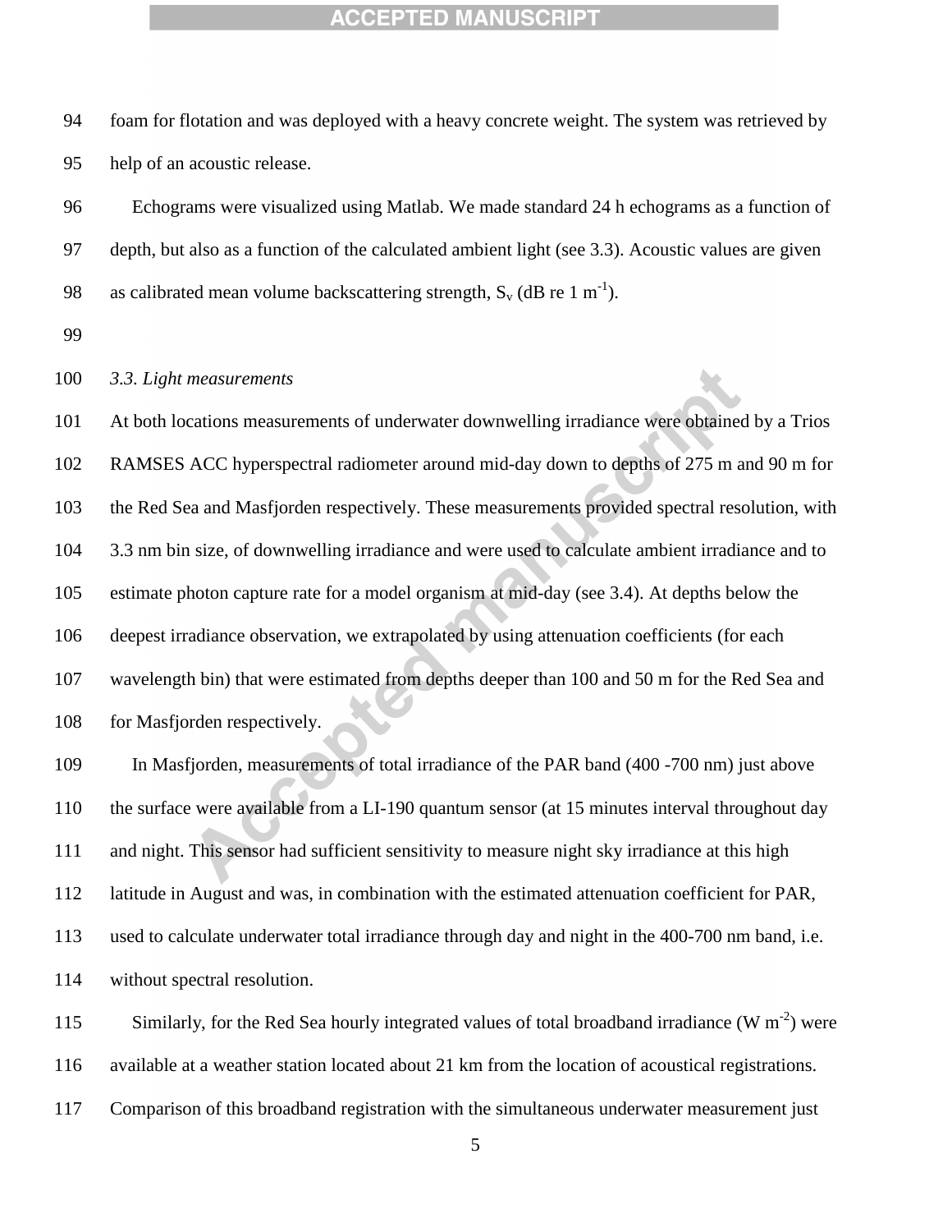foam for flotation and was deployed with a heavy concrete weight. The system was retrieved by help of an acoustic release.

Echograms were visualized using Matlab. We made standard 24 h echograms as a function of depth, but also as a function of the calculated ambient light (see 3.3). Acoustic values are given as calibrated mean volume backscattering strength, $S_v$ (dB re 1 $m^{-1}$).

*3.3. Light measurements*

At both locations measurements of underwater downwelling irradiance were obtained by a Trios RAMSES ACC hyperspectral radiometer around mid-day down to depths of 275 m and 90 m for the Red Sea and Masfjorden respectively. These measurements provided spectral resolution, with 3.3 nm bin size, of downwelling irradiance and were used to calculate ambient irradiance and to estimate photon capture rate for a model organism at mid-day (see 3.4). At depths below the deepest irradiance observation, we extrapolated by using attenuation coefficients (for each wavelength bin) that were estimated from depths deeper than 100 and 50 m for the Red Sea and for Masfjorden respectively.

In Masfjorden, measurements of total irradiance of the PAR band (400 -700 nm) just above the surface were available from a LI-190 quantum sensor (at 15 minutes interval throughout day and night. This sensor had sufficient sensitivity to measure night sky irradiance at this high latitude in August and was, in combination with the estimated attenuation coefficient for PAR, used to calculate underwater total irradiance through day and night in the 400-700 nm band, i.e. without spectral resolution.

Similarly, for the Red Sea hourly integrated values of total broadband irradiance (W $m^{-2}$) were available at a weather station located about 21 km from the location of acoustical registrations. Comparison of this broadband registration with the simultaneous underwater measurement just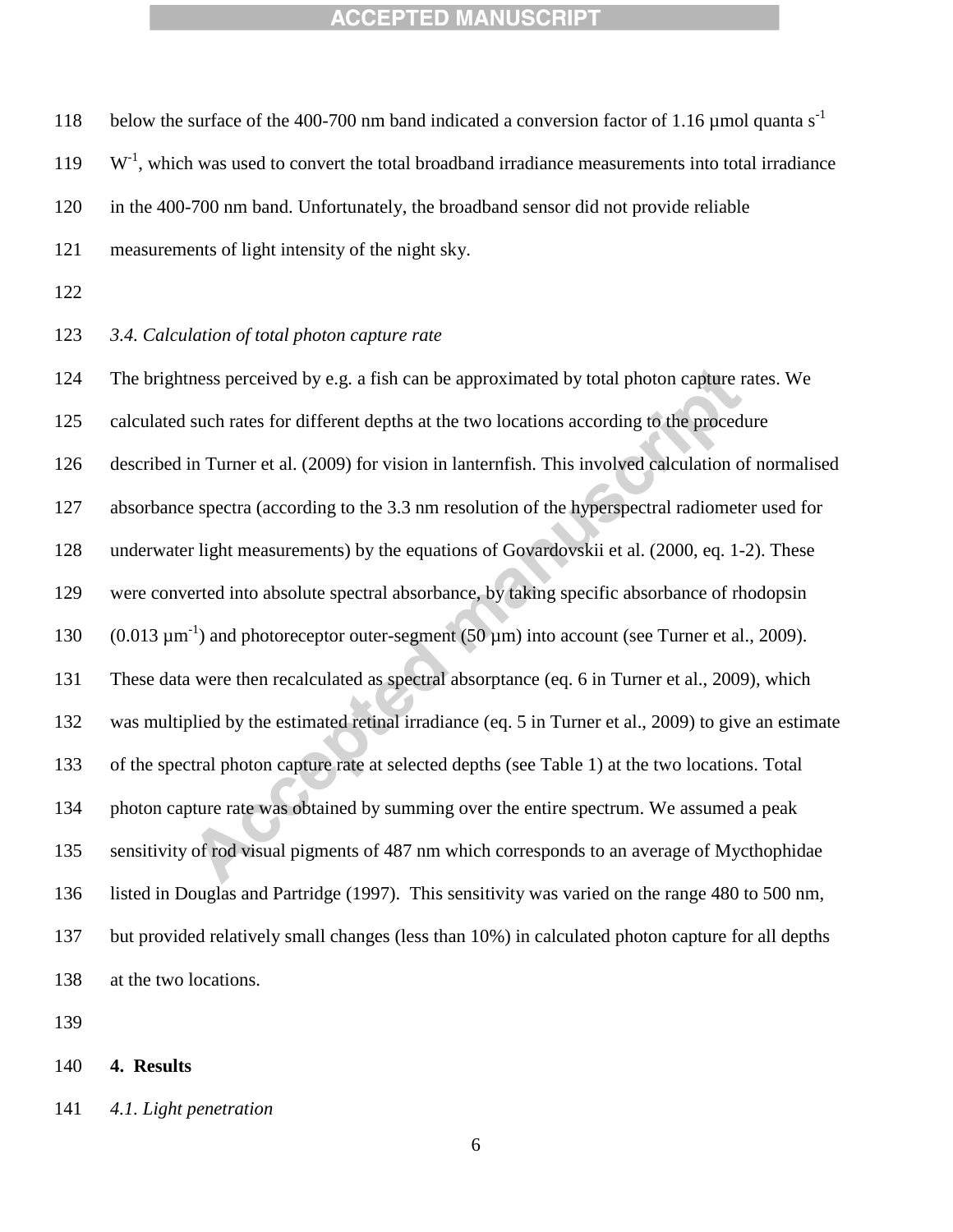below the surface of the 400-700 nm band indicated a conversion factor of 1.16 µmol quanta $s^{-1}$ $W^{-1}$, which was used to convert the total broadband irradiance measurements into total irradiance in the 400-700 nm band. Unfortunately, the broadband sensor did not provide reliable measurements of light intensity of the night sky.

### *3.4. Calculation of total photon capture rate*

The brightness perceived by e.g. a fish can be approximated by total photon capture rates. We calculated such rates for different depths at the two locations according to the procedure described in Turner et al. (2009) for vision in lanternfish. This involved calculation of normalised absorbance spectra (according to the 3.3 nm resolution of the hyperspectral radiometer used for underwater light measurements) by the equations of Govardovskii et al. (2000, eq. 1-2). These were converted into absolute spectral absorbance, by taking specific absorbance of rhodopsin (0.013 $\mu m^{-1}$) and photoreceptor outer-segment (50 µm) into account (see Turner et al., 2009). These data were then recalculated as spectral absorptance (eq. 6 in Turner et al., 2009), which was multiplied by the estimated retinal irradiance (eq. 5 in Turner et al., 2009) to give an estimate of the spectral photon capture rate at selected depths (see Table 1) at the two locations. Total photon capture rate was obtained by summing over the entire spectrum. We assumed a peak sensitivity of rod visual pigments of 487 nm which corresponds to an average of Mycthophidae listed in Douglas and Partridge (1997). This sensitivity was varied on the range 480 to 500 nm, but provided relatively small changes (less than 10%) in calculated photon capture for all depths at the two locations.

## 4. Results

### *4.1. Light penetration*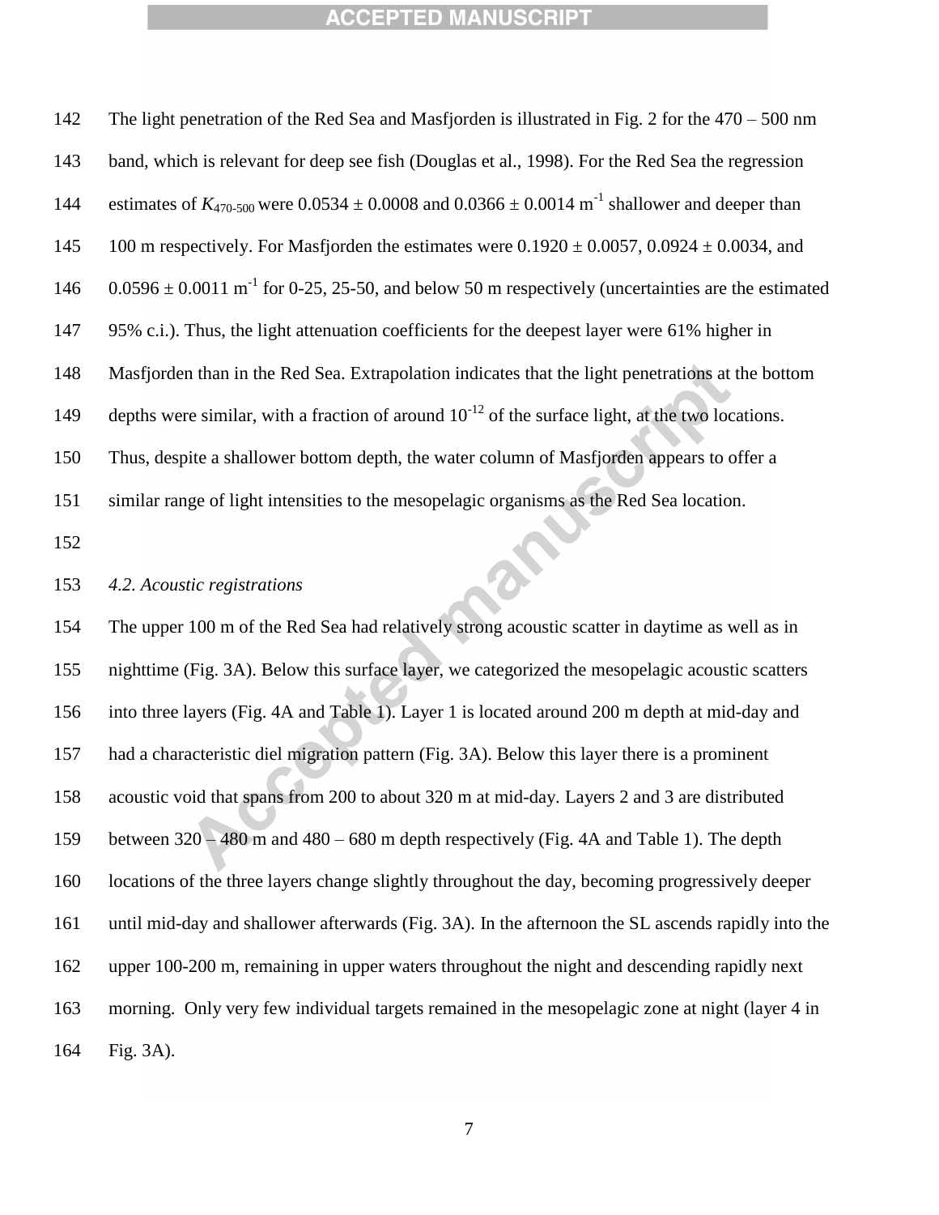The light penetration of the Red Sea and Masfjorden is illustrated in Fig. 2 for the 470 – 500 nm band, which is relevant for deep see fish (Douglas et al., 1998). For the Red Sea the regression estimates of $K_{470\text{-}500}$ were $0.0534 \pm 0.0008$ and $0.0366 \pm 0.0014$ $m^{-1}$ shallower and deeper than 100 m respectively. For Masfjorden the estimates were $0.1920 \pm 0.0057$, $0.0924 \pm 0.0034$, and $0.0596 \pm 0.0011$ $m^{-1}$ for 0-25, 25-50, and below 50 m respectively (uncertainties are the estimated 95% c.i.). Thus, the light attenuation coefficients for the deepest layer were 61% higher in Masfjorden than in the Red Sea. Extrapolation indicates that the light penetrations at the bottom depths were similar, with a fraction of around $10^{-12}$ of the surface light, at the two locations. Thus, despite a shallower bottom depth, the water column of Masfjorden appears to offer a similar range of light intensities to the mesopelagic organisms as the Red Sea location.

### *4.2. Acoustic registrations*

The upper 100 m of the Red Sea had relatively strong acoustic scatter in daytime as well as in nighttime (Fig. 3A). Below this surface layer, we categorized the mesopelagic acoustic scatters into three layers (Fig. 4A and Table 1). Layer 1 is located around 200 m depth at mid-day and had a characteristic diel migration pattern (Fig. 3A). Below this layer there is a prominent acoustic void that spans from 200 to about 320 m at mid-day. Layers 2 and 3 are distributed between 320 – 480 m and 480 – 680 m depth respectively (Fig. 4A and Table 1). The depth locations of the three layers change slightly throughout the day, becoming progressively deeper until mid-day and shallower afterwards (Fig. 3A). In the afternoon the SL ascends rapidly into the upper 100-200 m, remaining in upper waters throughout the night and descending rapidly next morning. Only very few individual targets remained in the mesopelagic zone at night (layer 4 in Fig. 3A).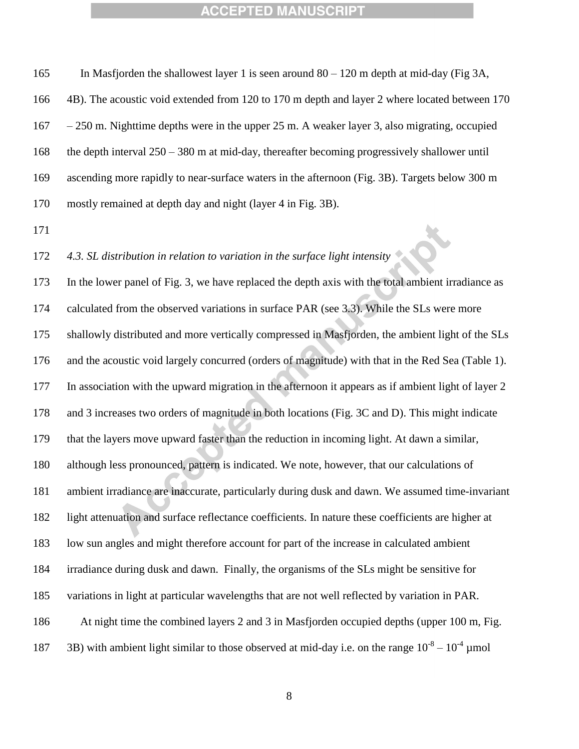In Masfjorden the shallowest layer 1 is seen around 80 – 120 m depth at mid-day (Fig 3A, 4B). The acoustic void extended from 120 to 170 m depth and layer 2 where located between 170 – 250 m. Nighttime depths were in the upper 25 m. A weaker layer 3, also migrating, occupied the depth interval 250 – 380 m at mid-day, thereafter becoming progressively shallower until ascending more rapidly to near-surface waters in the afternoon (Fig. 3B). Targets below 300 m mostly remained at depth day and night (layer 4 in Fig. 3B).

*4.3. SL distribution in relation to variation in the surface light intensity*

In the lower panel of Fig. 3, we have replaced the depth axis with the total ambient irradiance as calculated from the observed variations in surface PAR (see 3.3). While the SLs were more shallowly distributed and more vertically compressed in Masfjorden, the ambient light of the SLs and the acoustic void largely concurred (orders of magnitude) with that in the Red Sea (Table 1). In association with the upward migration in the afternoon it appears as if ambient light of layer 2 and 3 increases two orders of magnitude in both locations (Fig. 3C and D). This might indicate that the layers move upward faster than the reduction in incoming light. At dawn a similar, although less pronounced, pattern is indicated. We note, however, that our calculations of ambient irradiance are inaccurate, particularly during dusk and dawn. We assumed time-invariant light attenuation and surface reflectance coefficients. In nature these coefficients are higher at low sun angles and might therefore account for part of the increase in calculated ambient irradiance during dusk and dawn. Finally, the organisms of the SLs might be sensitive for variations in light at particular wavelengths that are not well reflected by variation in PAR.

At night time the combined layers 2 and 3 in Masfjorden occupied depths (upper 100 m, Fig. 3B) with ambient light similar to those observed at mid-day i.e. on the range $10^{-8}$ – $10^{-4}$ µmol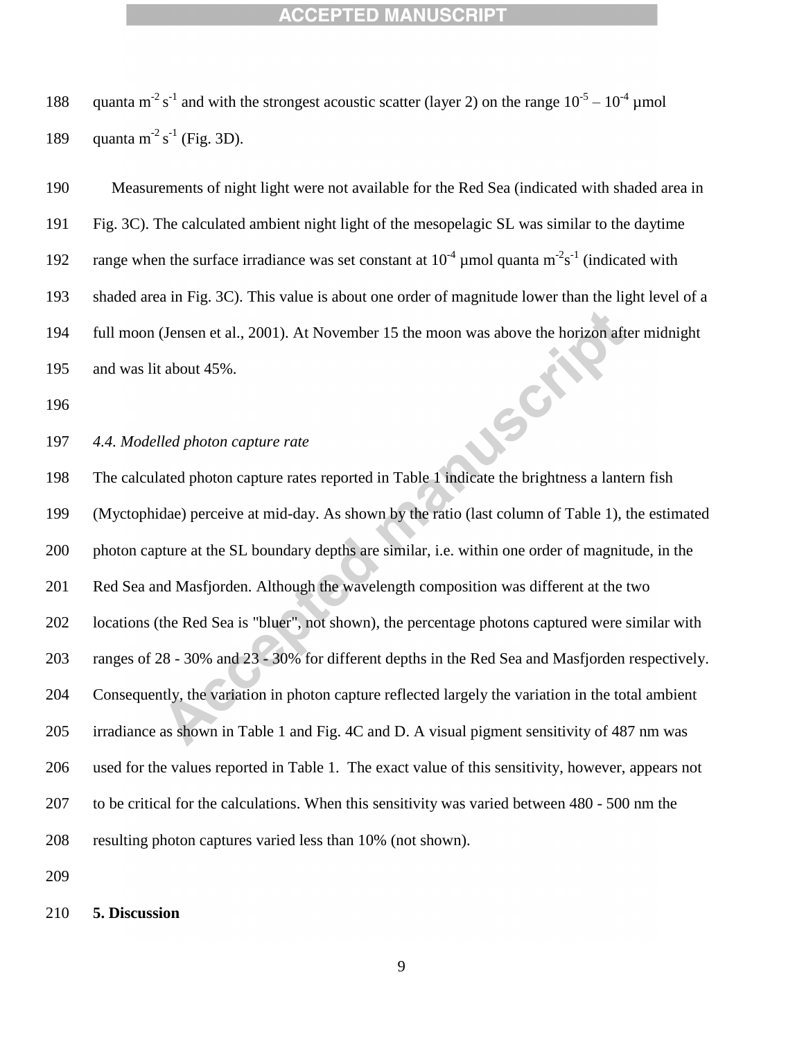quanta $m^{-2} s^{-1}$ and with the strongest acoustic scatter (layer 2) on the range $10^{-5} – 10^{-4}$ µmol quanta $m^{-2} s^{-1}$ (Fig. 3D).

Measurements of night light were not available for the Red Sea (indicated with shaded area in Fig. 3C). The calculated ambient night light of the mesopelagic SL was similar to the daytime range when the surface irradiance was set constant at $10^{-4}$ µmol quanta $m^{-2}s^{-1}$ (indicated with shaded area in Fig. 3C). This value is about one order of magnitude lower than the light level of a full moon (Jensen et al., 2001). At November 15 the moon was above the horizon after midnight and was lit about 45%.

*4.4. Modelled photon capture rate*

The calculated photon capture rates reported in Table 1 indicate the brightness a lantern fish (Myctophidae) perceive at mid-day. As shown by the ratio (last column of Table 1), the estimated photon capture at the SL boundary depths are similar, i.e. within one order of magnitude, in the Red Sea and Masfjorden. Although the wavelength composition was different at the two locations (the Red Sea is "bluer", not shown), the percentage photons captured were similar with ranges of 28 - 30% and 23 - 30% for different depths in the Red Sea and Masfjorden respectively. Consequently, the variation in photon capture reflected largely the variation in the total ambient irradiance as shown in Table 1 and Fig. 4C and D. A visual pigment sensitivity of 487 nm was used for the values reported in Table 1. The exact value of this sensitivity, however, appears not to be critical for the calculations. When this sensitivity was varied between 480 - 500 nm the resulting photon captures varied less than 10% (not shown).

## 5. Discussion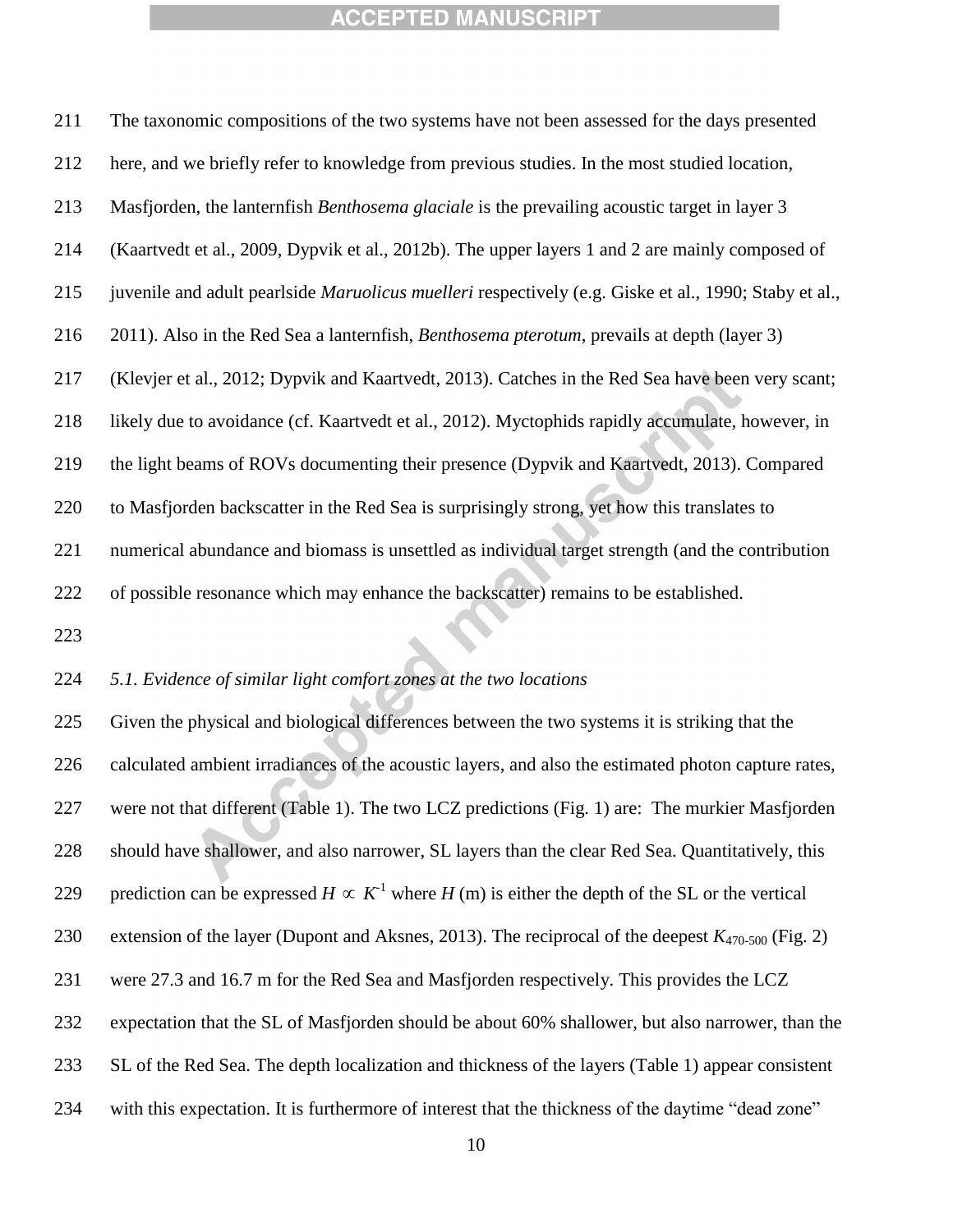The taxonomic compositions of the two systems have not been assessed for the days presented here, and we briefly refer to knowledge from previous studies. In the most studied location, Masfjorden, the lanternfish *Benthosema glaciale* is the prevailing acoustic target in layer 3 (Kaartvedt et al., 2009, Dypvik et al., 2012b). The upper layers 1 and 2 are mainly composed of juvenile and adult pearlside *Maruolicus muelleri* respectively (e.g. Giske et al., 1990; Staby et al., 2011). Also in the Red Sea a lanternfish, *Benthosema pterotum*, prevails at depth (layer 3) (Klevjer et al., 2012; Dypvik and Kaartvedt, 2013). Catches in the Red Sea have been very scant; likely due to avoidance (cf. Kaartvedt et al., 2012). Myctophids rapidly accumulate, however, in the light beams of ROVs documenting their presence (Dypvik and Kaartvedt, 2013). Compared to Masfjorden backscatter in the Red Sea is surprisingly strong, yet how this translates to numerical abundance and biomass is unsettled as individual target strength (and the contribution of possible resonance which may enhance the backscatter) remains to be established.

### *5.1. Evidence of similar light comfort zones at the two locations*

Given the physical and biological differences between the two systems it is striking that the calculated ambient irradiances of the acoustic layers, and also the estimated photon capture rates, were not that different (Table 1). The two LCZ predictions (Fig. 1) are: The murkier Masfjorden should have shallower, and also narrower, SL layers than the clear Red Sea. Quantitatively, this prediction can be expressed $H \propto K^{-1}$ where $H$ (m) is either the depth of the SL or the vertical extension of the layer (Dupont and Aksnes, 2013). The reciprocal of the deepest $K_{470\text{-}500}$ (Fig. 2) were 27.3 and 16.7 m for the Red Sea and Masfjorden respectively. This provides the LCZ expectation that the SL of Masfjorden should be about 60% shallower, but also narrower, than the SL of the Red Sea. The depth localization and thickness of the layers (Table 1) appear consistent with this expectation. It is furthermore of interest that the thickness of the daytime "dead zone"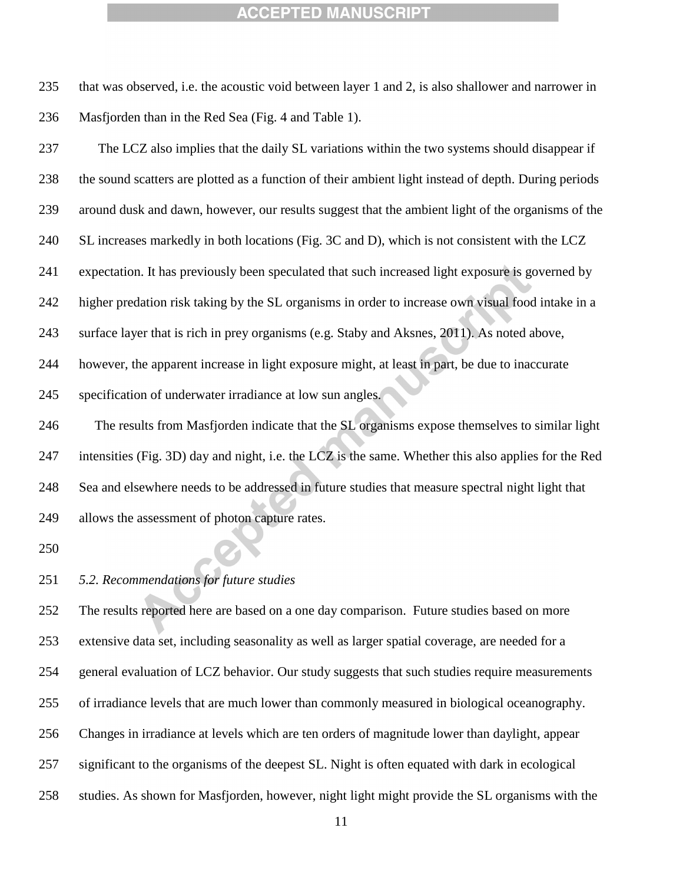that was observed, i.e. the acoustic void between layer 1 and 2, is also shallower and narrower in Masfjorden than in the Red Sea (Fig. 4 and Table 1).

The LCZ also implies that the daily SL variations within the two systems should disappear if the sound scatters are plotted as a function of their ambient light instead of depth. During periods around dusk and dawn, however, our results suggest that the ambient light of the organisms of the SL increases markedly in both locations (Fig. 3C and D), which is not consistent with the LCZ expectation. It has previously been speculated that such increased light exposure is governed by higher predation risk taking by the SL organisms in order to increase own visual food intake in a surface layer that is rich in prey organisms (e.g. Staby and Aksnes, 2011). As noted above, however, the apparent increase in light exposure might, at least in part, be due to inaccurate specification of underwater irradiance at low sun angles.

The results from Masfjorden indicate that the SL organisms expose themselves to similar light intensities (Fig. 3D) day and night, i.e. the LCZ is the same. Whether this also applies for the Red Sea and elsewhere needs to be addressed in future studies that measure spectral night light that allows the assessment of photon capture rates.

### *5.2. Recommendations for future studies*

The results reported here are based on a one day comparison. Future studies based on more extensive data set, including seasonality as well as larger spatial coverage, are needed for a general evaluation of LCZ behavior. Our study suggests that such studies require measurements of irradiance levels that are much lower than commonly measured in biological oceanography. Changes in irradiance at levels which are ten orders of magnitude lower than daylight, appear significant to the organisms of the deepest SL. Night is often equated with dark in ecological studies. As shown for Masfjorden, however, night light might provide the SL organisms with the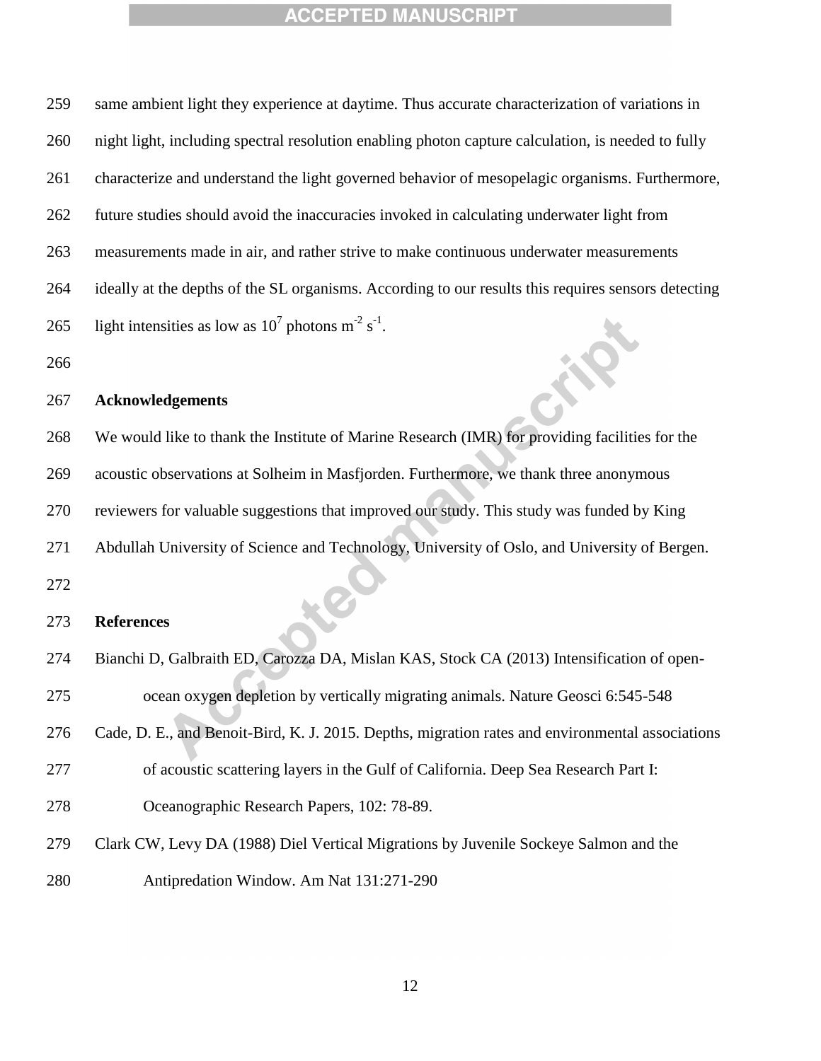same ambient light they experience at daytime. Thus accurate characterization of variations in night light, including spectral resolution enabling photon capture calculation, is needed to fully characterize and understand the light governed behavior of mesopelagic organisms. Furthermore, future studies should avoid the inaccuracies invoked in calculating underwater light from measurements made in air, and rather strive to make continuous underwater measurements ideally at the depths of the SL organisms. According to our results this requires sensors detecting light intensities as low as $10^7$ photons $m^{-2}$ $s^{-1}$.

## Acknowledgements

We would like to thank the Institute of Marine Research (IMR) for providing facilities for the acoustic observations at Solheim in Masfjorden. Furthermore, we thank three anonymous reviewers for valuable suggestions that improved our study. This study was funded by King Abdullah University of Science and Technology, University of Oslo, and University of Bergen.

## References

Bianchi D, Galbraith ED, Carozza DA, Mislan KAS, Stock CA (2013) Intensification of open-ocean oxygen depletion by vertically migrating animals. Nature Geosci 6:545-548

Cade, D. E., and Benoit-Bird, K. J. 2015. Depths, migration rates and environmental associations of acoustic scattering layers in the Gulf of California. Deep Sea Research Part I: Oceanographic Research Papers, 102: 78-89.

Clark CW, Levy DA (1988) Diel Vertical Migrations by Juvenile Sockeye Salmon and the Antipredation Window. Am Nat 131:271-290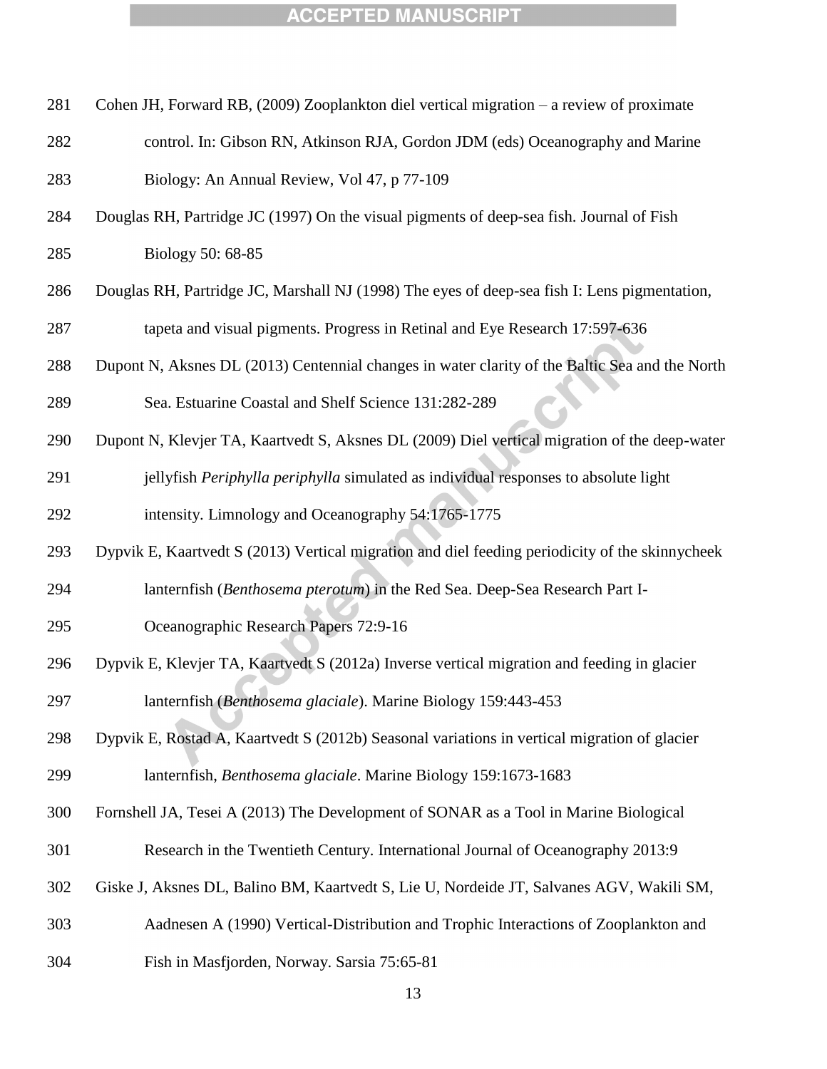Cohen JH, Forward RB, (2009) Zooplankton diel vertical migration – a review of proximate control. In: Gibson RN, Atkinson RJA, Gordon JDM (eds) Oceanography and Marine Biology: An Annual Review, Vol 47, p 77-109

Douglas RH, Partridge JC (1997) On the visual pigments of deep-sea fish. Journal of Fish Biology 50: 68-85

Douglas RH, Partridge JC, Marshall NJ (1998) The eyes of deep-sea fish I: Lens pigmentation, tapeta and visual pigments. Progress in Retinal and Eye Research 17:597-636

Dupont N, Aksnes DL (2013) Centennial changes in water clarity of the Baltic Sea and the North Sea. Estuarine Coastal and Shelf Science 131:282-289

Dupont N, Klevjer TA, Kaartvedt S, Aksnes DL (2009) Diel vertical migration of the deep-water jellyfish *Periphylla periphylla* simulated as individual responses to absolute light intensity. Limnology and Oceanography 54:1765-1775

Dypvik E, Kaartvedt S (2013) Vertical migration and diel feeding periodicity of the skinnycheek lanternfish (*Benthosema pterotum*) in the Red Sea. Deep-Sea Research Part I-Oceanographic Research Papers 72:9-16

Dypvik E, Klevjer TA, Kaartvedt S (2012a) Inverse vertical migration and feeding in glacier lanternfish (*Benthosema glaciale*). Marine Biology 159:443-453

Dypvik E, Rostad A, Kaartvedt S (2012b) Seasonal variations in vertical migration of glacier lanternfish, *Benthosema glaciale*. Marine Biology 159:1673-1683

Fornshell JA, Tesei A (2013) The Development of SONAR as a Tool in Marine Biological Research in the Twentieth Century. International Journal of Oceanography 2013:9

Giske J, Aksnes DL, Balino BM, Kaartvedt S, Lie U, Nordeide JT, Salvanes AGV, Wakili SM, Aadnesen A (1990) Vertical-Distribution and Trophic Interactions of Zooplankton and Fish in Masfjorden, Norway. Sarsia 75:65-81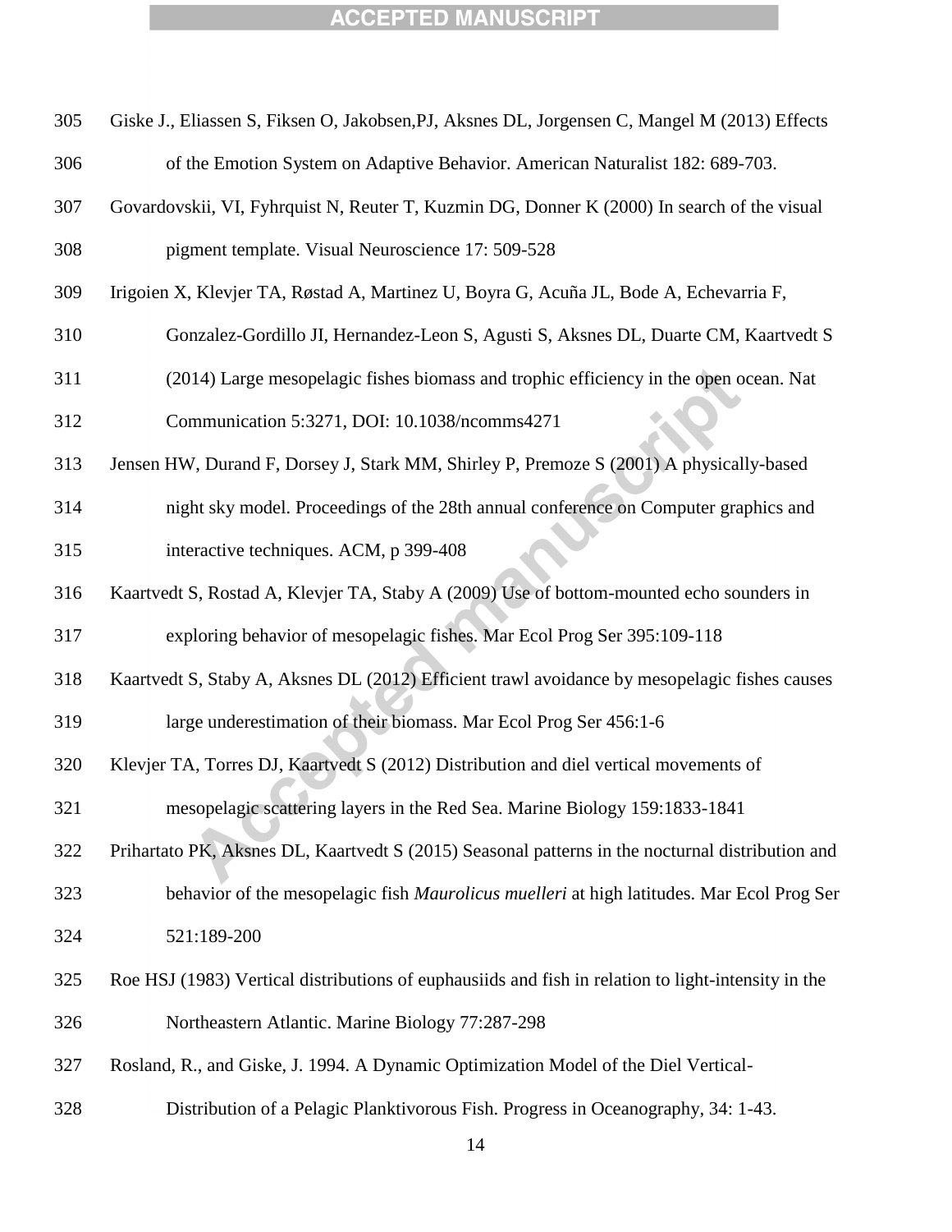Giske J., Eliassen S, Fiksen O, Jakobsen,PJ, Aksnes DL, Jorgensen C, Mangel M (2013) Effects of the Emotion System on Adaptive Behavior. American Naturalist 182: 689-703.

Govardovskii, VI, Fyhrquist N, Reuter T, Kuzmin DG, Donner K (2000) In search of the visual pigment template. Visual Neuroscience 17: 509-528

Irigoien X, Klevjer TA, Røstad A, Martinez U, Boyra G, Acuña JL, Bode A, Echevarria F, Gonzalez-Gordillo JI, Hernandez-Leon S, Agusti S, Aksnes DL, Duarte CM, Kaartvedt S (2014) Large mesopelagic fishes biomass and trophic efficiency in the open ocean. Nat Communication 5:3271, DOI: 10.1038/ncomms4271

Jensen HW, Durand F, Dorsey J, Stark MM, Shirley P, Premoze S (2001) A physically-based night sky model. Proceedings of the 28th annual conference on Computer graphics and interactive techniques. ACM, p 399-408

Kaartvedt S, Rostad A, Klevjer TA, Staby A (2009) Use of bottom-mounted echo sounders in exploring behavior of mesopelagic fishes. Mar Ecol Prog Ser 395:109-118

Kaartvedt S, Staby A, Aksnes DL (2012) Efficient trawl avoidance by mesopelagic fishes causes large underestimation of their biomass. Mar Ecol Prog Ser 456:1-6

Klevjer TA, Torres DJ, Kaartvedt S (2012) Distribution and diel vertical movements of mesopelagic scattering layers in the Red Sea. Marine Biology 159:1833-1841

Prihartato PK, Aksnes DL, Kaartvedt S (2015) Seasonal patterns in the nocturnal distribution and behavior of the mesopelagic fish *Maurolicus muelleri* at high latitudes. Mar Ecol Prog Ser 521:189-200

Roe HSJ (1983) Vertical distributions of euphausiids and fish in relation to light-intensity in the Northeastern Atlantic. Marine Biology 77:287-298

Rosland, R., and Giske, J. 1994. A Dynamic Optimization Model of the Diel Vertical-Distribution of a Pelagic Planktivorous Fish. Progress in Oceanography, 34: 1-43.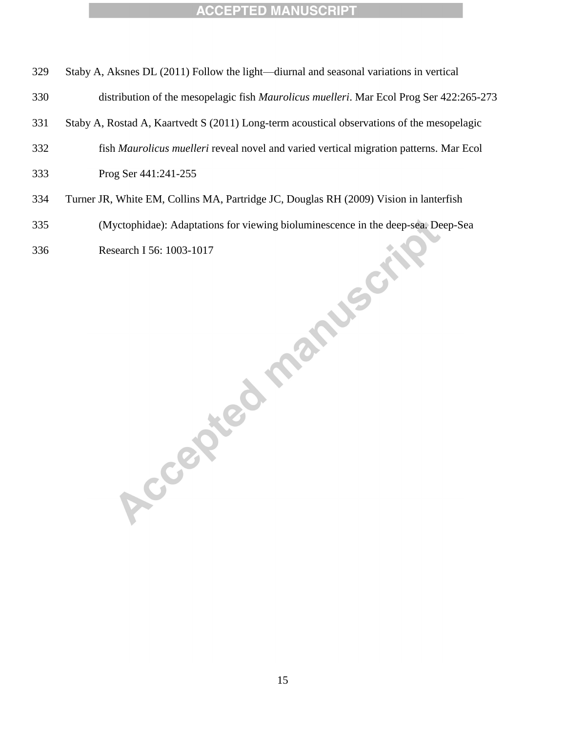Staby A, Aksnes DL (2011) Follow the light—diurnal and seasonal variations in vertical distribution of the mesopelagic fish *Maurolicus muelleri*. Mar Ecol Prog Ser 422:265-273

Staby A, Rostad A, Kaartvedt S (2011) Long-term acoustical observations of the mesopelagic fish *Maurolicus muelleri* reveal novel and varied vertical migration patterns. Mar Ecol Prog Ser 441:241-255

Turner JR, White EM, Collins MA, Partridge JC, Douglas RH (2009) Vision in lanterfish (Myctophidae): Adaptations for viewing bioluminescence in the deep-sea. Deep-Sea Research I 56: 1003-1017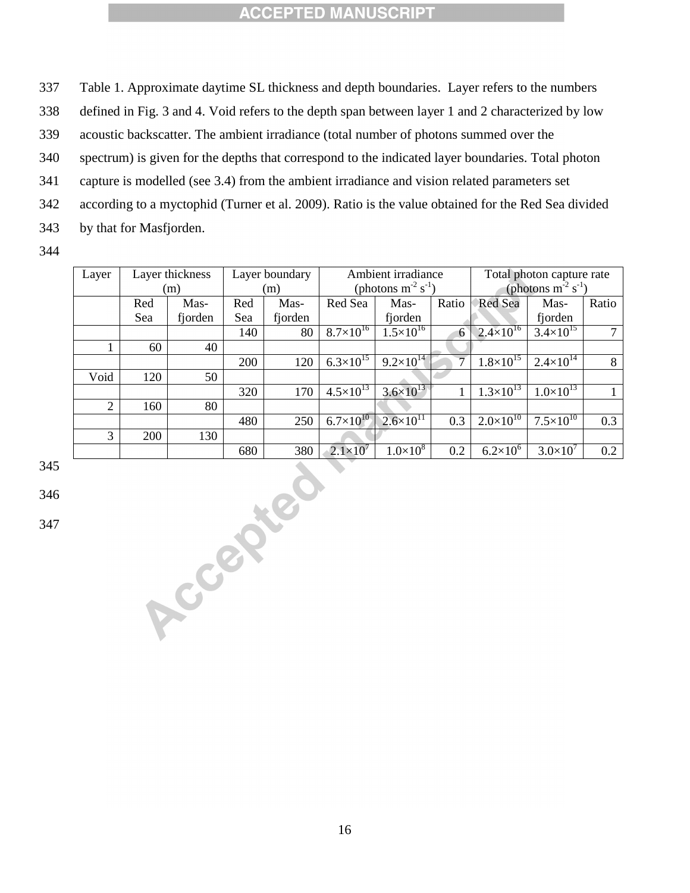Table 1. Approximate daytime SL thickness and depth boundaries. Layer refers to the numbers defined in Fig. 3 and 4. Void refers to the depth span between layer 1 and 2 characterized by low acoustic backscatter. The ambient irradiance (total number of photons summed over the spectrum) is given for the depths that correspond to the indicated layer boundaries. Total photon capture is modelled (see 3.4) from the ambient irradiance and vision related parameters set according to a myctophid (Turner et al. 2009). Ratio is the value obtained for the Red Sea divided by that for Masfjorden.

| Layer | Layer thickness (m) | | Layer boundary (m) | | Ambient irradiance (photons $m^{-2}$ $s^{-1}$) | | | Total photon capture rate (photons $m^{-2}$ $s^{-1}$) | | |
|---|---|---|---|---|---|---|---|---|---|---|
| | Red Sea | Mas-fjorden | Red Sea | Mas-fjorden | Red Sea | Mas-fjorden | Ratio | Red Sea | Mas-fjorden | Ratio |
| | | | 140 | 80 | $8.7\times10^{16}$ | $1.5\times10^{16}$ | 6 | $2.4\times10^{16}$ | $3.4\times10^{15}$ | 7 |
| 1 | 60 | 40 | | | | | | | | |
| | | | 200 | 120 | $6.3\times10^{15}$ | $9.2\times10^{14}$ | 7 | $1.8\times10^{15}$ | $2.4\times10^{14}$ | 8 |
| Void | 120 | 50 | | | | | | | | |
| | | | 320 | 170 | $4.5\times10^{13}$ | $3.6\times10^{13}$ | 1 | $1.3\times10^{13}$ | $1.0\times10^{13}$ | 1 |
| 2 | 160 | 80 | | | | | | | | |
| | | | 480 | 250 | $6.7\times10^{10}$ | $2.6\times10^{11}$ | 0.3 | $2.0\times10^{10}$ | $7.5\times10^{10}$ | 0.3 |
| 3 | 200 | 130 | | | | | | | | |
| | | | 680 | 380 | $2.1\times10^{7}$ | $1.0\times10^{8}$ | 0.2 | $6.2\times10^{6}$ | $3.0\times10^{7}$ | 0.2 |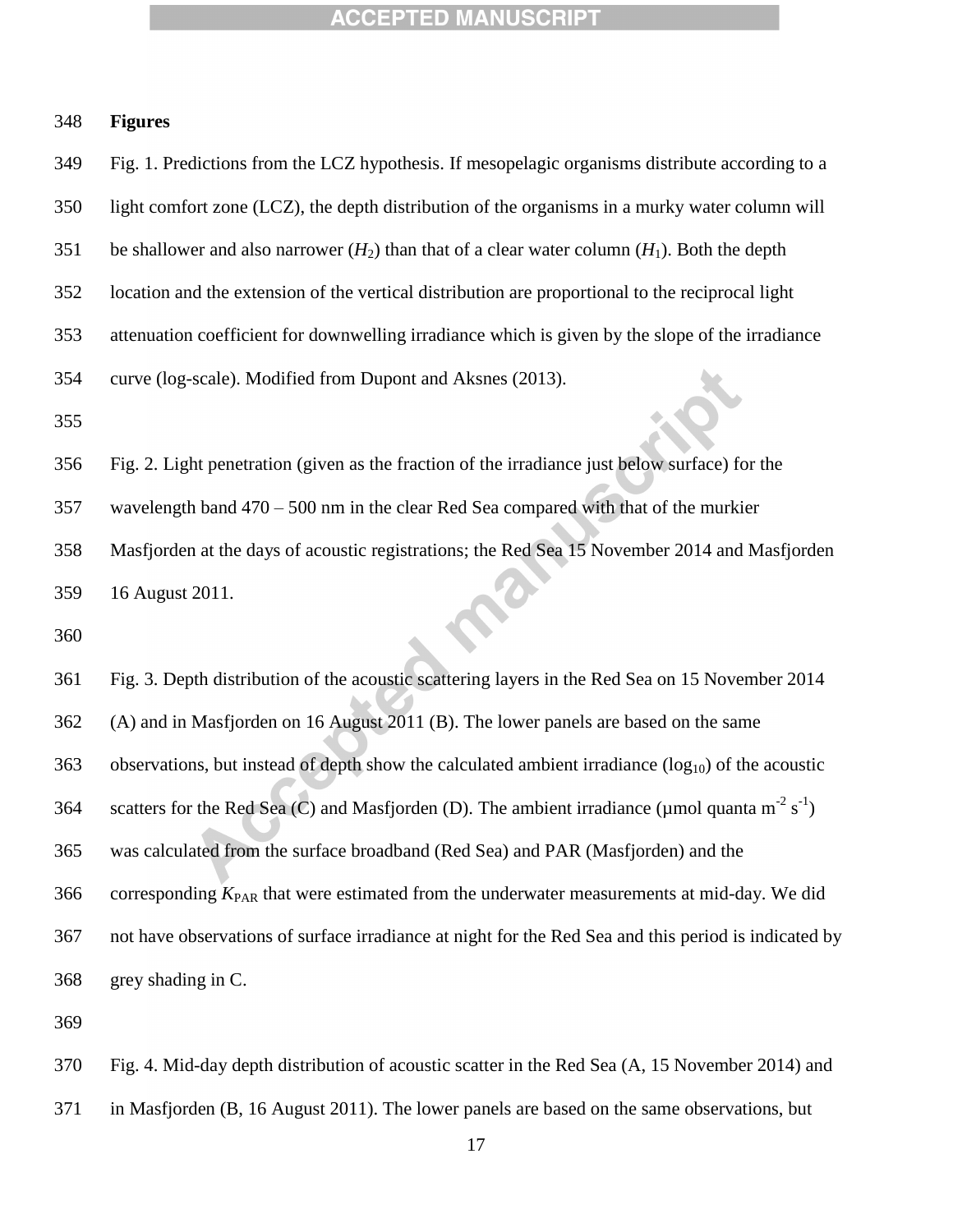**Figures**

Fig. 1. Predictions from the LCZ hypothesis. If mesopelagic organisms distribute according to a light comfort zone (LCZ), the depth distribution of the organisms in a murky water column will be shallower and also narrower ($H_2$) than that of a clear water column ($H_1$). Both the depth location and the extension of the vertical distribution are proportional to the reciprocal light attenuation coefficient for downwelling irradiance which is given by the slope of the irradiance curve (log-scale). Modified from Dupont and Aksnes (2013).

Fig. 2. Light penetration (given as the fraction of the irradiance just below surface) for the wavelength band 470 – 500 nm in the clear Red Sea compared with that of the murkier Masfjorden at the days of acoustic registrations; the Red Sea 15 November 2014 and Masfjorden 16 August 2011.

Fig. 3. Depth distribution of the acoustic scattering layers in the Red Sea on 15 November 2014 (A) and in Masfjorden on 16 August 2011 (B). The lower panels are based on the same observations, but instead of depth show the calculated ambient irradiance ($\log_{10}$) of the acoustic scatters for the Red Sea (C) and Masfjorden (D). The ambient irradiance (µmol quanta $m^{-2}$ $s^{-1}$) was calculated from the surface broadband (Red Sea) and PAR (Masfjorden) and the corresponding $K_{PAR}$ that were estimated from the underwater measurements at mid-day. We did not have observations of surface irradiance at night for the Red Sea and this period is indicated by grey shading in C.

Fig. 4. Mid-day depth distribution of acoustic scatter in the Red Sea (A, 15 November 2014) and in Masfjorden (B, 16 August 2011). The lower panels are based on the same observations, but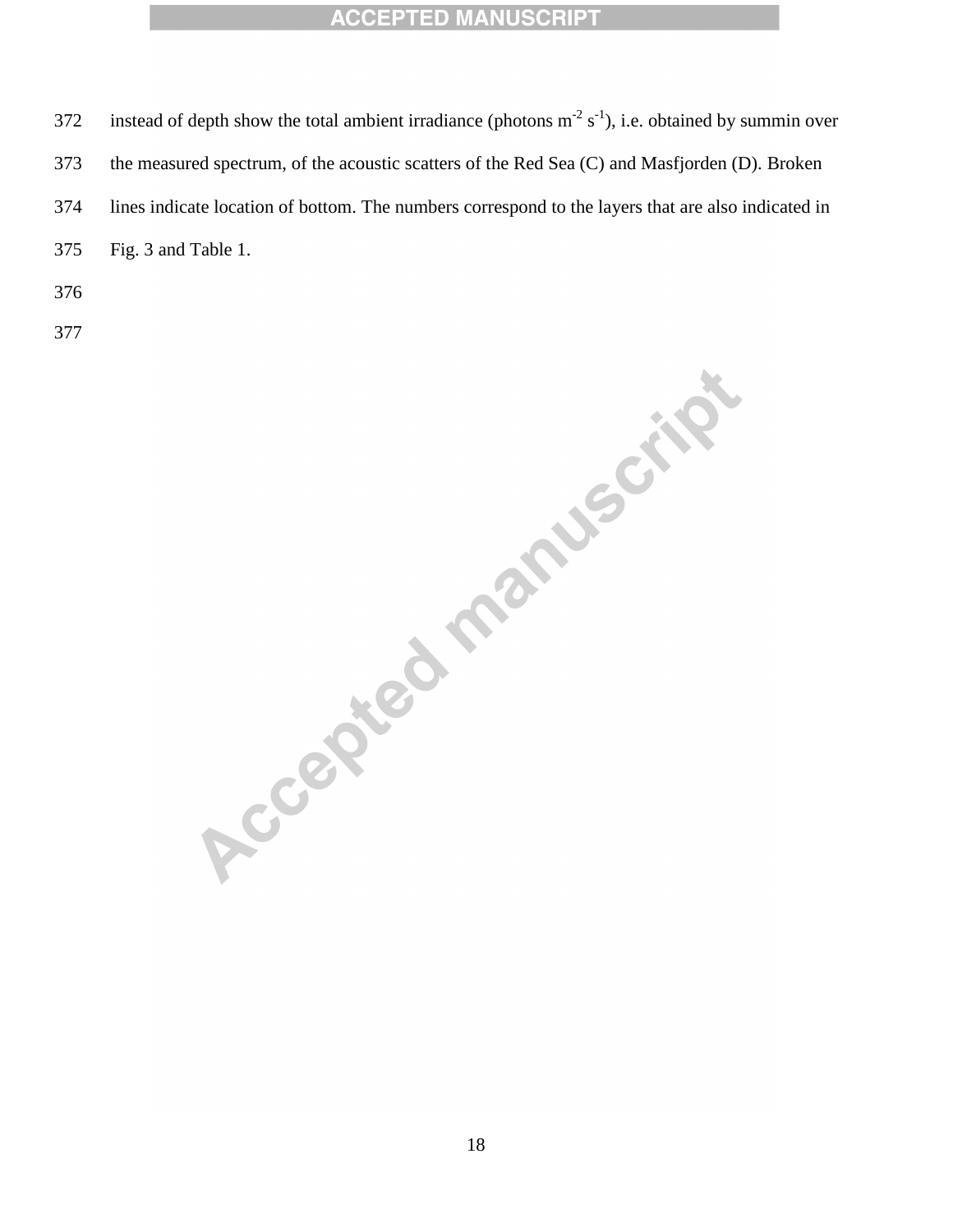instead of depth show the total ambient irradiance (photons $m^{-2}$ $s^{-1}$), i.e. obtained by summin over the measured spectrum, of the acoustic scatters of the Red Sea (C) and Masfjorden (D). Broken lines indicate location of bottom. The numbers correspond to the layers that are also indicated in Fig. 3 and Table 1.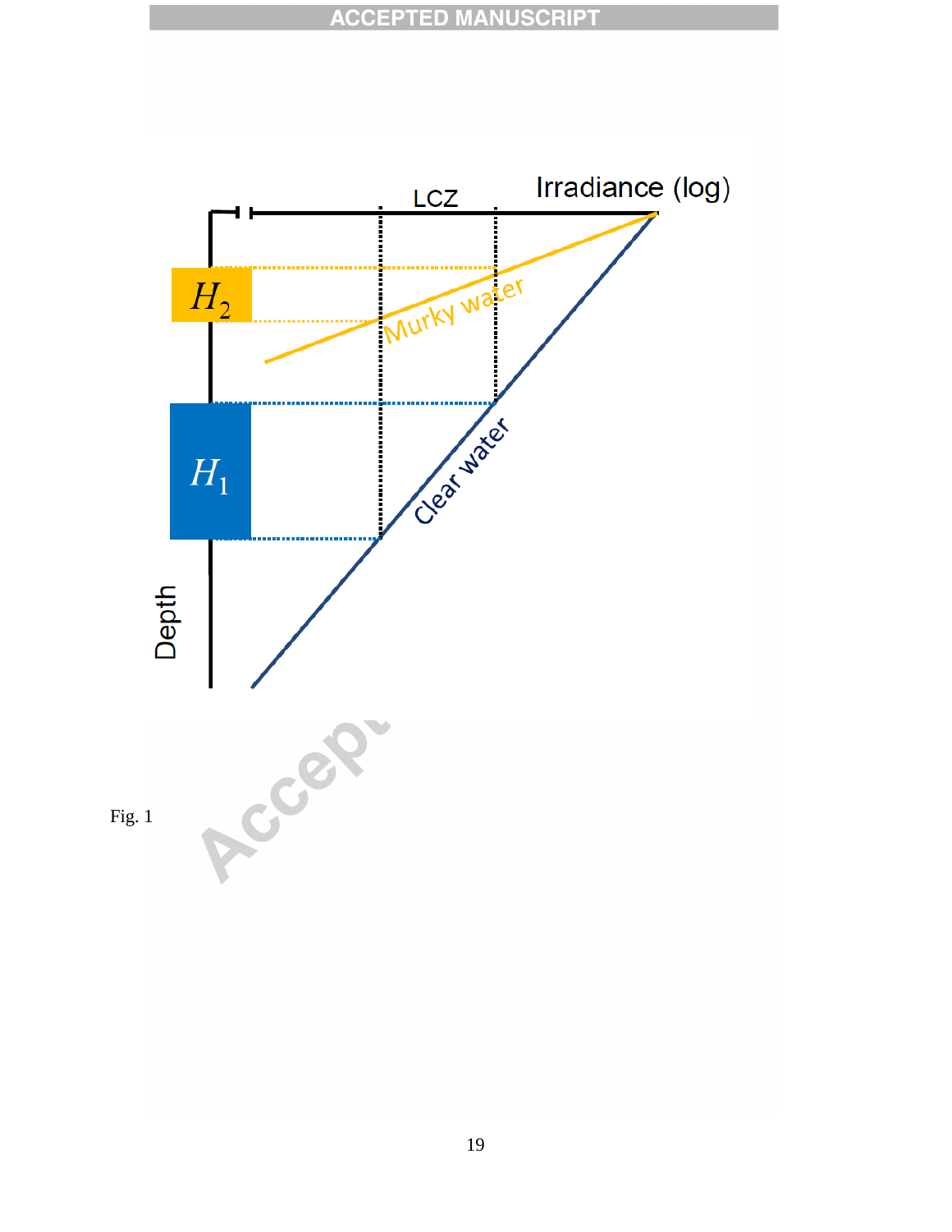Fig. 1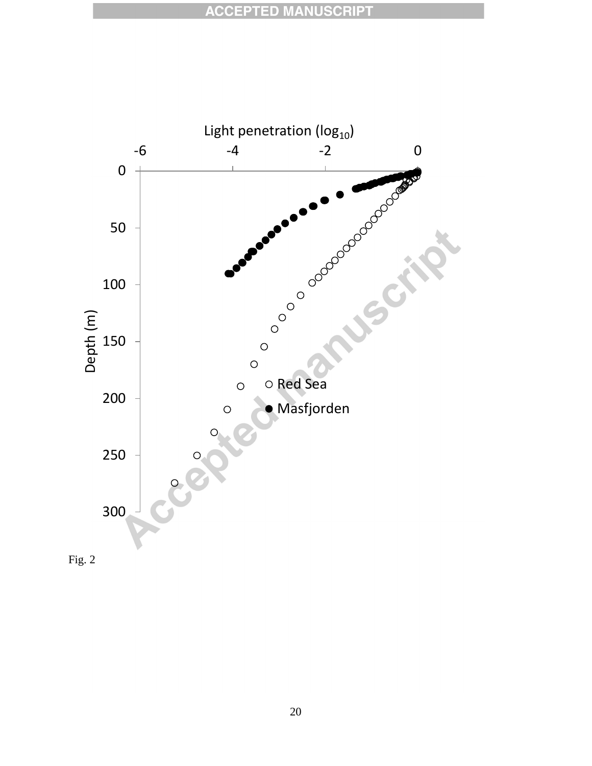Fig. 2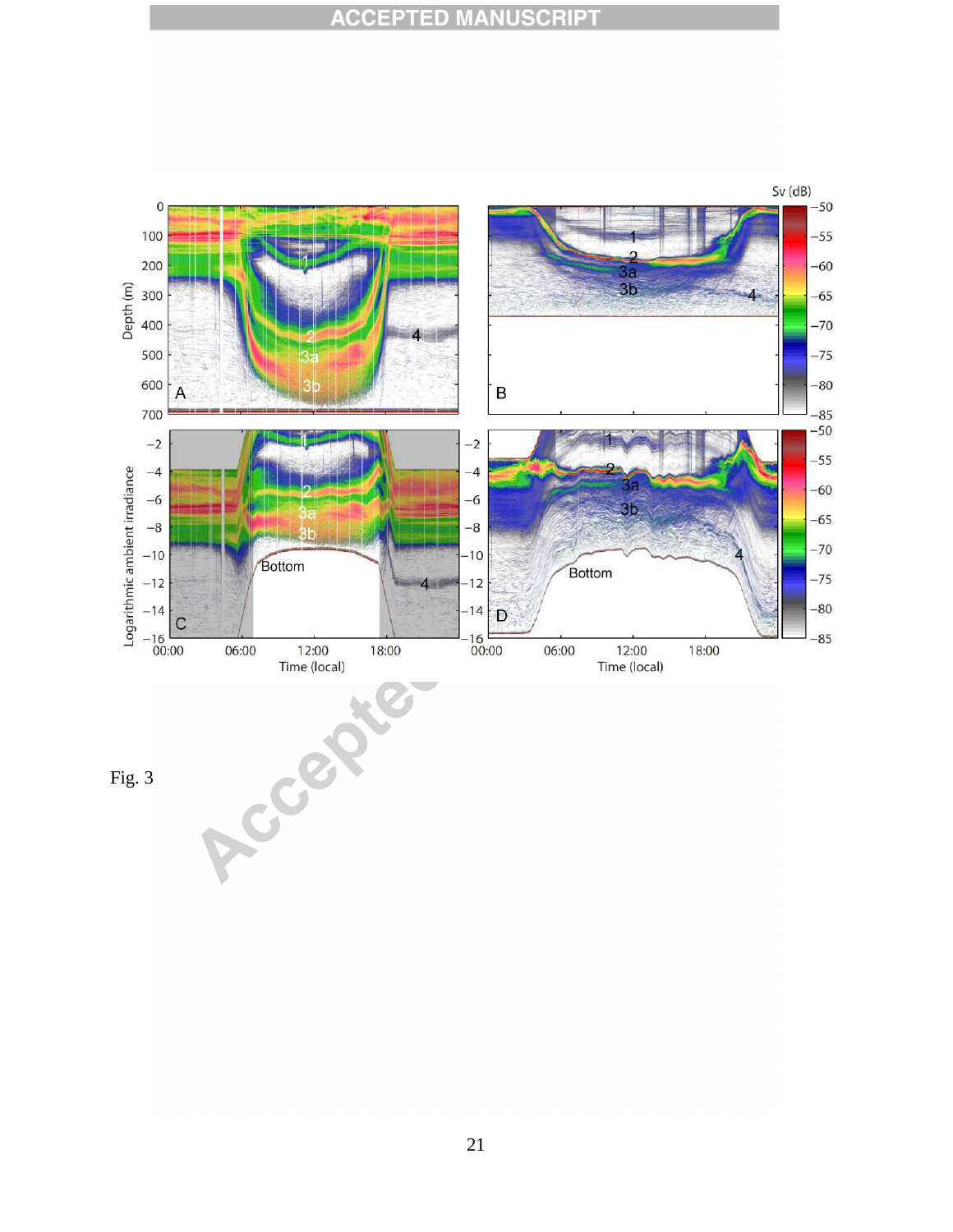Fig. 3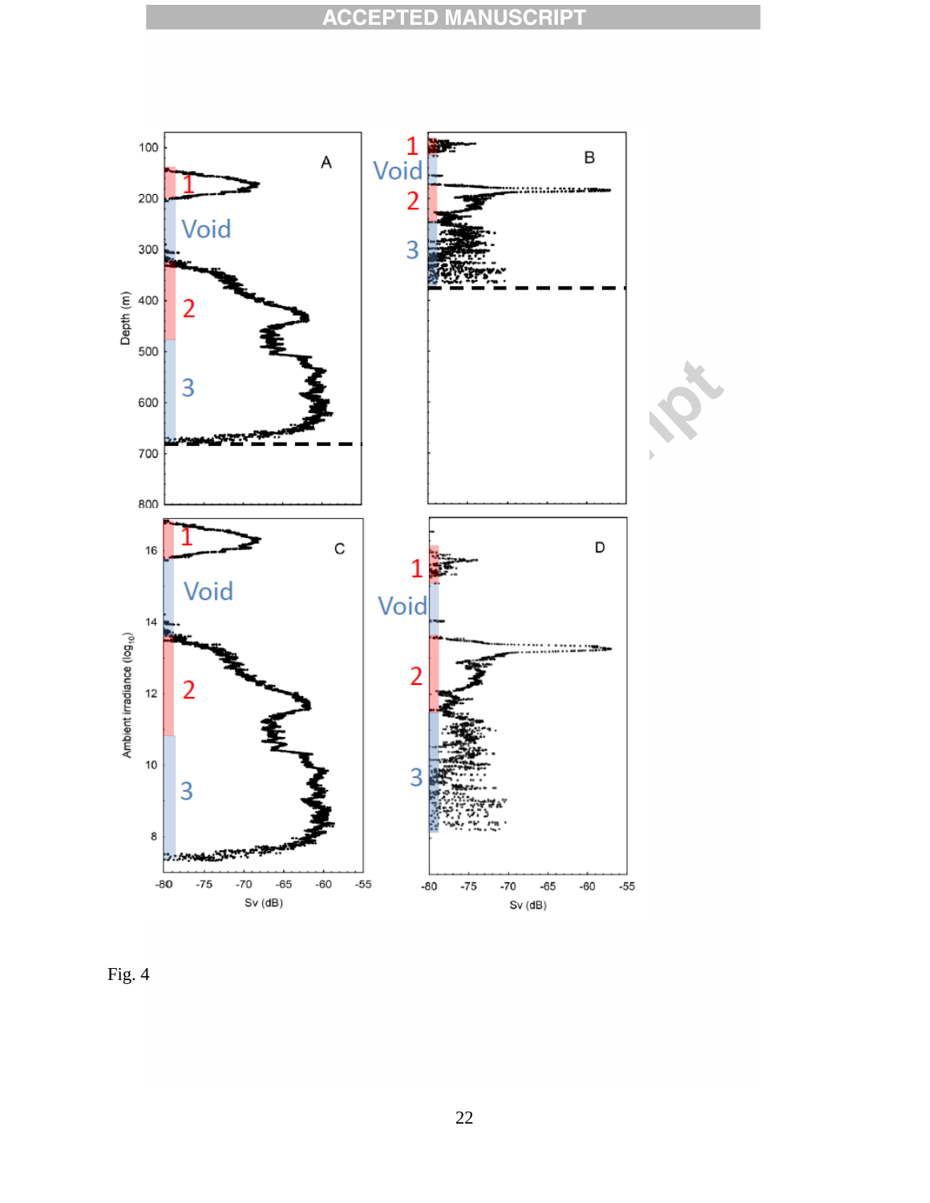A

B

C

D

1

Void

2

3

100

200

300

400

500

600

700

800

Depth (m)

16

14

12

10

8

Ambient irradiance ($log_{10}$)

-80 -75 -70 -65 -60 -55

Sv (dB)

Fig. 4